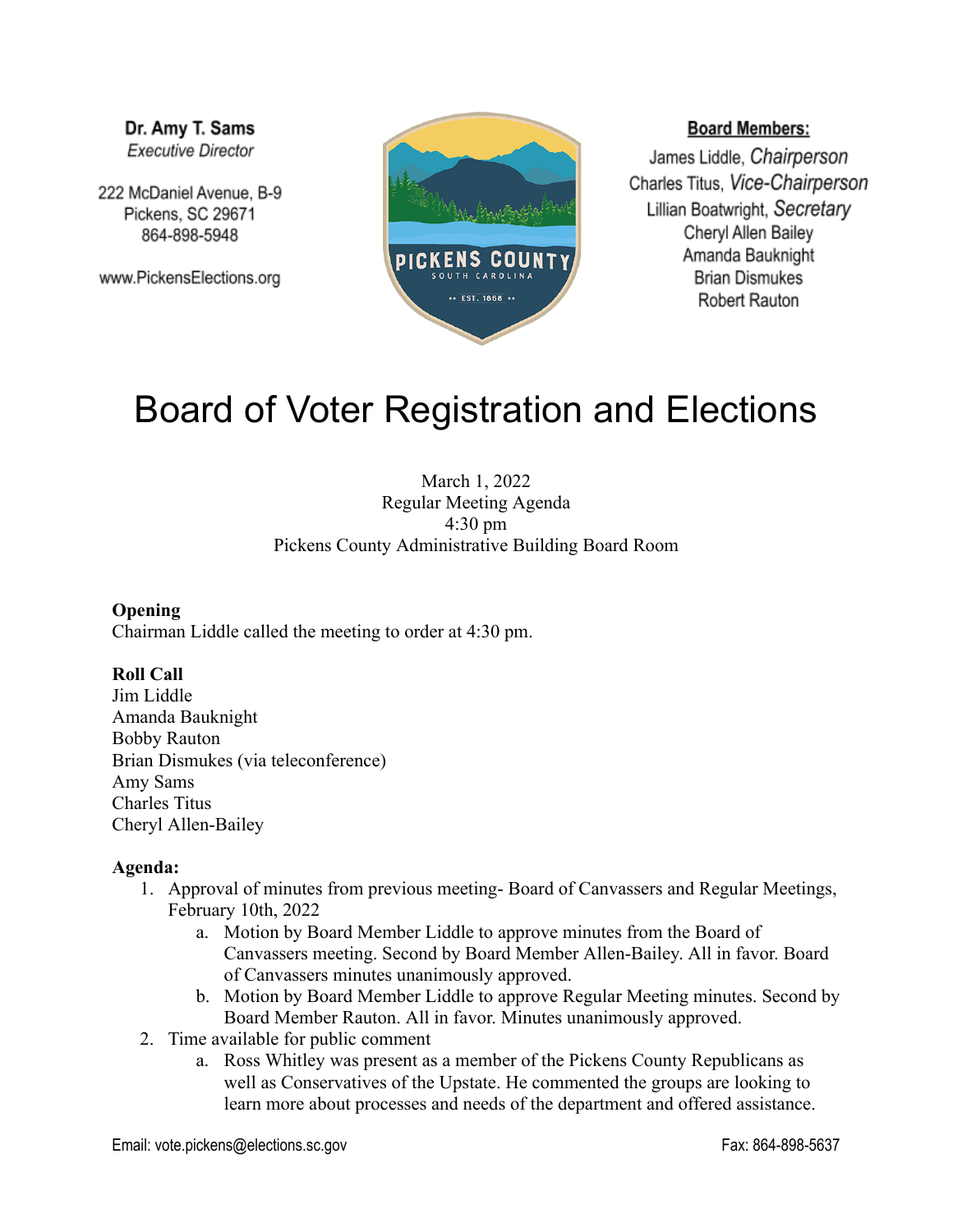**Dr. Amy T. Sams**
*Executive Director*

222 McDaniel Avenue, B-9
Pickens, SC 29671
864-898-5948

www.PickensElections.org

PICKENS COUNTY
SOUTH CAROLINA
EST. 1868

**Board Members:**
James Liddle, *Chairperson*
Charles Titus, *Vice-Chairperson*
Lillian Boatwright, *Secretary*
Cheryl Allen Bailey
Amanda Bauknight
Brian Dismukes
Robert Rauton

# Board of Voter Registration and Elections

March 1, 2022
Regular Meeting Agenda
4:30 pm
Pickens County Administrative Building Board Room

**Opening**
Chairman Liddle called the meeting to order at 4:30 pm.

**Roll Call**
Jim Liddle
Amanda Bauknight
Bobby Rauton
Brian Dismukes (via teleconference)
Amy Sams
Charles Titus
Cheryl Allen-Bailey

**Agenda:**

1. Approval of minutes from previous meeting- Board of Canvassers and Regular Meetings, February 10th, 2022
   a. Motion by Board Member Liddle to approve minutes from the Board of Canvassers meeting. Second by Board Member Allen-Bailey. All in favor. Board of Canvassers minutes unanimously approved.
   b. Motion by Board Member Liddle to approve Regular Meeting minutes. Second by Board Member Rauton. All in favor. Minutes unanimously approved.
2. Time available for public comment
   a. Ross Whitley was present as a member of the Pickens County Republicans as well as Conservatives of the Upstate. He commented the groups are looking to learn more about processes and needs of the department and offered assistance.

Email: vote.pickens@elections.sc.gov Fax: 864-898-5637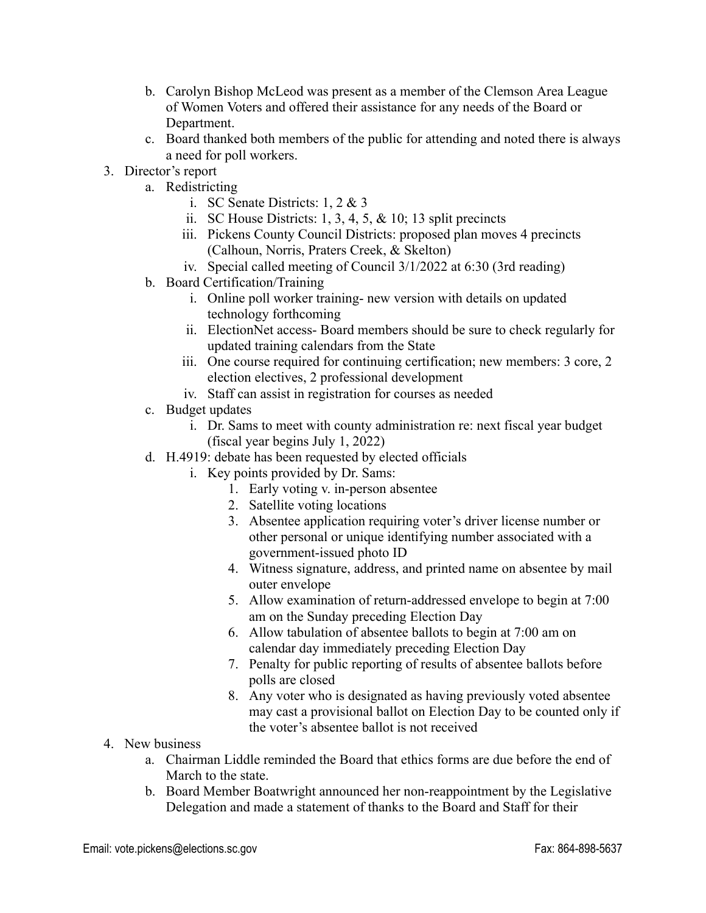b. Carolyn Bishop McLeod was present as a member of the Clemson Area League of Women Voters and offered their assistance for any needs of the Board or Department.
   c. Board thanked both members of the public for attending and noted there is always a need for poll workers.
3. Director's report
   a. Redistricting
      i. SC Senate Districts: 1, 2 & 3
      ii. SC House Districts: 1, 3, 4, 5, & 10; 13 split precincts
      iii. Pickens County Council Districts: proposed plan moves 4 precincts (Calhoun, Norris, Praters Creek, & Skelton)
      iv. Special called meeting of Council 3/1/2022 at 6:30 (3rd reading)
   b. Board Certification/Training
      i. Online poll worker training- new version with details on updated technology forthcoming
      ii. ElectionNet access- Board members should be sure to check regularly for updated training calendars from the State
      iii. One course required for continuing certification; new members: 3 core, 2 election electives, 2 professional development
      iv. Staff can assist in registration for courses as needed
   c. Budget updates
      i. Dr. Sams to meet with county administration re: next fiscal year budget (fiscal year begins July 1, 2022)
   d. H.4919: debate has been requested by elected officials
      i. Key points provided by Dr. Sams:
         1. Early voting v. in-person absentee
         2. Satellite voting locations
         3. Absentee application requiring voter's driver license number or other personal or unique identifying number associated with a government-issued photo ID
         4. Witness signature, address, and printed name on absentee by mail outer envelope
         5. Allow examination of return-addressed envelope to begin at 7:00 am on the Sunday preceding Election Day
         6. Allow tabulation of absentee ballots to begin at 7:00 am on calendar day immediately preceding Election Day
         7. Penalty for public reporting of results of absentee ballots before polls are closed
         8. Any voter who is designated as having previously voted absentee may cast a provisional ballot on Election Day to be counted only if the voter's absentee ballot is not received
4. New business
   a. Chairman Liddle reminded the Board that ethics forms are due before the end of March to the state.
   b. Board Member Boatwright announced her non-reappointment by the Legislative Delegation and made a statement of thanks to the Board and Staff for their

Email: vote.pickens@elections.sc.gov Fax: 864-898-5637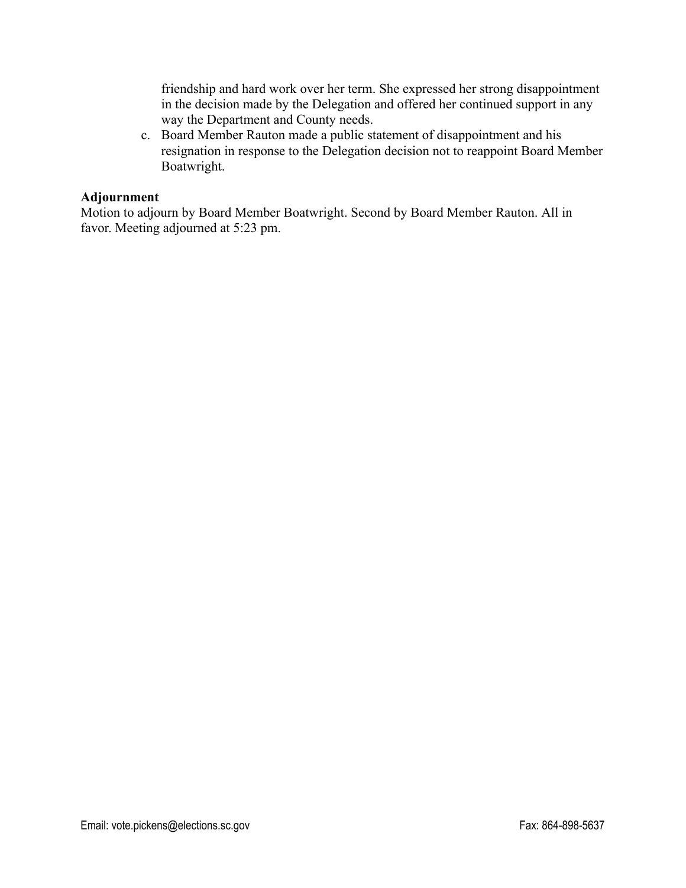friendship and hard work over her term. She expressed her strong disappointment in the decision made by the Delegation and offered her continued support in any way the Department and County needs.

c. Board Member Rauton made a public statement of disappointment and his resignation in response to the Delegation decision not to reappoint Board Member Boatwright.

**Adjournment**

Motion to adjourn by Board Member Boatwright. Second by Board Member Rauton. All in favor. Meeting adjourned at 5:23 pm.